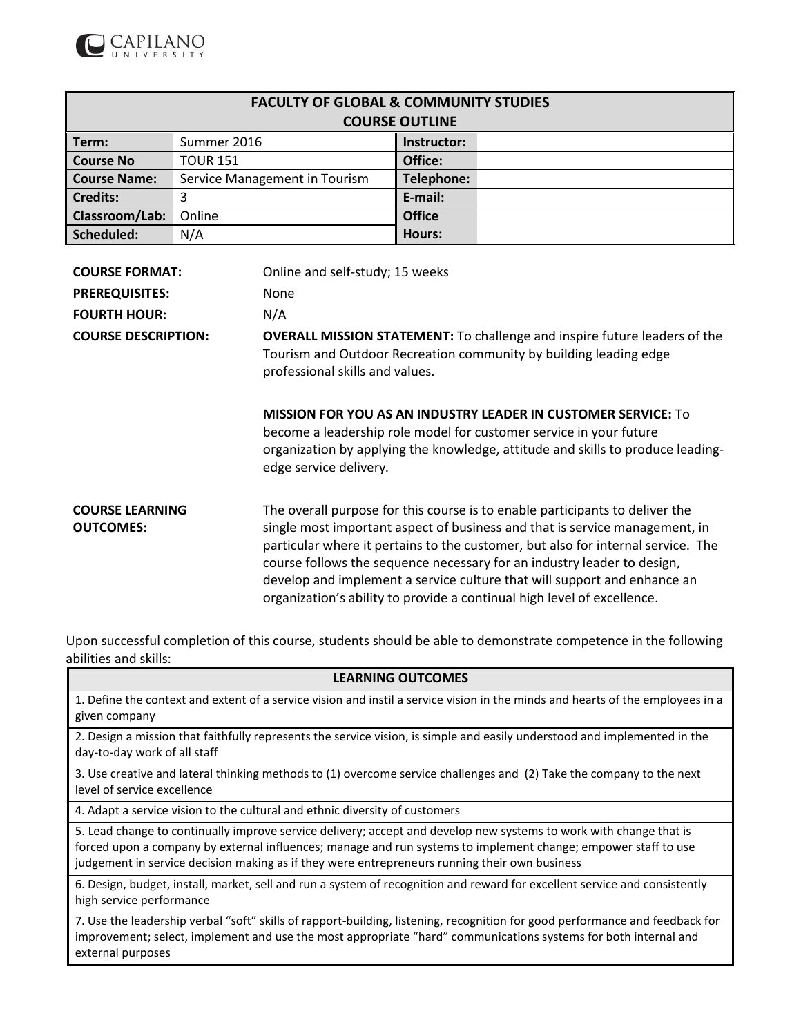CAPILANO UNIVERSITY

| FACULTY OF GLOBAL & COMMUNITY STUDIES COURSE OUTLINE | | | |
|---|---|---|---|
| **Term:** | Summer 2016 | **Instructor:** | |
| **Course No** | TOUR 151 | **Office:** | |
| **Course Name:** | Service Management in Tourism | **Telephone:** | |
| **Credits:** | 3 | **E-mail:** | |
| **Classroom/Lab:** | Online | **Office Hours:** | |
| **Scheduled:** | N/A | | |

**COURSE FORMAT:** Online and self-study; 15 weeks

**PREREQUISITES:** None

**FOURTH HOUR:** N/A

**COURSE DESCRIPTION:**

**OVERALL MISSION STATEMENT:** To challenge and inspire future leaders of the Tourism and Outdoor Recreation community by building leading edge professional skills and values.

**MISSION FOR YOU AS AN INDUSTRY LEADER IN CUSTOMER SERVICE:** To become a leadership role model for customer service in your future organization by applying the knowledge, attitude and skills to produce leading-edge service delivery.

**COURSE LEARNING OUTCOMES:**

The overall purpose for this course is to enable participants to deliver the single most important aspect of business and that is service management, in particular where it pertains to the customer, but also for internal service. The course follows the sequence necessary for an industry leader to design, develop and implement a service culture that will support and enhance an organization's ability to provide a continual high level of excellence.

Upon successful completion of this course, students should be able to demonstrate competence in the following abilities and skills:

| LEARNING OUTCOMES |
|---|
| 1. Define the context and extent of a service vision and instil a service vision in the minds and hearts of the employees in a given company |
| 2. Design a mission that faithfully represents the service vision, is simple and easily understood and implemented in the day-to-day work of all staff |
| 3. Use creative and lateral thinking methods to (1) overcome service challenges and (2) Take the company to the next level of service excellence |
| 4. Adapt a service vision to the cultural and ethnic diversity of customers |
| 5. Lead change to continually improve service delivery; accept and develop new systems to work with change that is forced upon a company by external influences; manage and run systems to implement change; empower staff to use judgement in service decision making as if they were entrepreneurs running their own business |
| 6. Design, budget, install, market, sell and run a system of recognition and reward for excellent service and consistently high service performance |
| 7. Use the leadership verbal "soft" skills of rapport-building, listening, recognition for good performance and feedback for improvement; select, implement and use the most appropriate "hard" communications systems for both internal and external purposes |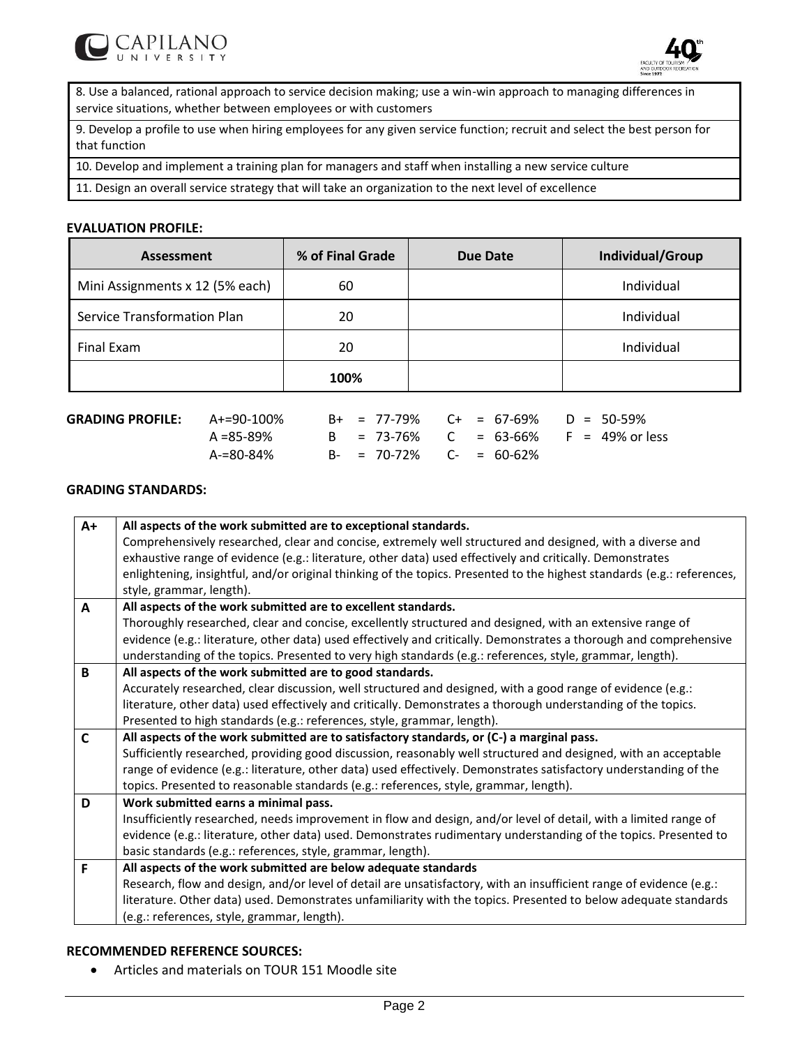| |
|---|
| 8. Use a balanced, rational approach to service decision making; use a win-win approach to managing differences in service situations, whether between employees or with customers |
| 9. Develop a profile to use when hiring employees for any given service function; recruit and select the best person for that function |
| 10. Develop and implement a training plan for managers and staff when installing a new service culture |
| 11. Design an overall service strategy that will take an organization to the next level of excellence |

**EVALUATION PROFILE:**

| Assessment | % of Final Grade | Due Date | Individual/Group |
|---|---|---|---|
| Mini Assignments x 12 (5% each) | 60 | | Individual |
| Service Transformation Plan | 20 | | Individual |
| Final Exam | 20 | | Individual |
| | **100%** | | |

**GRADING PROFILE:**

| | | | |
|---|---|---|---|
| A+=90-100% | B+ = 77-79% | C+ = 67-69% | D = 50-59% |
| A =85-89% | B = 73-76% | C = 63-66% | F = 49% or less |
| A-=80-84% | B- = 70-72% | C- = 60-62% | |

**GRADING STANDARDS:**

| | |
|---|---|
| **A+** | **All aspects of the work submitted are to exceptional standards.** Comprehensively researched, clear and concise, extremely well structured and designed, with a diverse and exhaustive range of evidence (e.g.: literature, other data) used effectively and critically. Demonstrates enlightening, insightful, and/or original thinking of the topics. Presented to the highest standards (e.g.: references, style, grammar, length). |
| **A** | **All aspects of the work submitted are to excellent standards.** Thoroughly researched, clear and concise, excellently structured and designed, with an extensive range of evidence (e.g.: literature, other data) used effectively and critically. Demonstrates a thorough and comprehensive understanding of the topics. Presented to very high standards (e.g.: references, style, grammar, length). |
| **B** | **All aspects of the work submitted are to good standards.** Accurately researched, clear discussion, well structured and designed, with a good range of evidence (e.g.: literature, other data) used effectively and critically. Demonstrates a thorough understanding of the topics. Presented to high standards (e.g.: references, style, grammar, length). |
| **C** | **All aspects of the work submitted are to satisfactory standards, or (C-) a marginal pass.** Sufficiently researched, providing good discussion, reasonably well structured and designed, with an acceptable range of evidence (e.g.: literature, other data) used effectively. Demonstrates satisfactory understanding of the topics. Presented to reasonable standards (e.g.: references, style, grammar, length). |
| **D** | **Work submitted earns a minimal pass.** Insufficiently researched, needs improvement in flow and design, and/or level of detail, with a limited range of evidence (e.g.: literature, other data) used. Demonstrates rudimentary understanding of the topics. Presented to basic standards (e.g.: references, style, grammar, length). |
| **F** | **All aspects of the work submitted are below adequate standards** Research, flow and design, and/or level of detail are unsatisfactory, with an insufficient range of evidence (e.g.: literature. Other data) used. Demonstrates unfamiliarity with the topics. Presented to below adequate standards (e.g.: references, style, grammar, length). |

**RECOMMENDED REFERENCE SOURCES:**

- Articles and materials on TOUR 151 Moodle site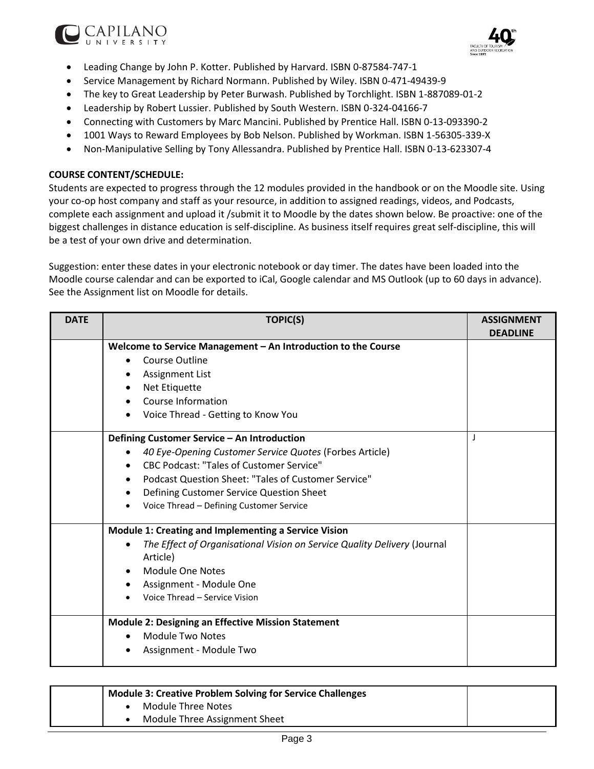- Leading Change by John P. Kotter. Published by Harvard. ISBN 0-87584-747-1
- Service Management by Richard Normann. Published by Wiley. ISBN 0-471-49439-9
- The key to Great Leadership by Peter Burwash. Published by Torchlight. ISBN 1-887089-01-2
- Leadership by Robert Lussier. Published by South Western. ISBN 0-324-04166-7
- Connecting with Customers by Marc Mancini. Published by Prentice Hall. ISBN 0-13-093390-2
- 1001 Ways to Reward Employees by Bob Nelson. Published by Workman. ISBN 1-56305-339-X
- Non-Manipulative Selling by Tony Allessandra. Published by Prentice Hall. ISBN 0-13-623307-4

**COURSE CONTENT/SCHEDULE:**

Students are expected to progress through the 12 modules provided in the handbook or on the Moodle site. Using your co-op host company and staff as your resource, in addition to assigned readings, videos, and Podcasts, complete each assignment and upload it /submit it to Moodle by the dates shown below. Be proactive: one of the biggest challenges in distance education is self-discipline. As business itself requires great self-discipline, this will be a test of your own drive and determination.

Suggestion: enter these dates in your electronic notebook or day timer. The dates have been loaded into the Moodle course calendar and can be exported to iCal, Google calendar and MS Outlook (up to 60 days in advance). See the Assignment list on Moodle for details.

| DATE | TOPIC(S) | ASSIGNMENT DEADLINE |
|---|---|---|
| | **Welcome to Service Management – An Introduction to the Course**<br>• Course Outline<br>• Assignment List<br>• Net Etiquette<br>• Course Information<br>• Voice Thread - Getting to Know You | |
| | **Defining Customer Service – An Introduction**<br>• *40 Eye-Opening Customer Service Quotes* (Forbes Article)<br>• CBC Podcast: "Tales of Customer Service"<br>• Podcast Question Sheet: "Tales of Customer Service"<br>• Defining Customer Service Question Sheet<br>• Voice Thread – Defining Customer Service | J |
| | **Module 1: Creating and Implementing a Service Vision**<br>• *The Effect of Organisational Vision on Service Quality Delivery* (Journal Article)<br>• Module One Notes<br>• Assignment - Module One<br>• Voice Thread – Service Vision | |
| | **Module 2: Designing an Effective Mission Statement**<br>• Module Two Notes<br>• Assignment - Module Two | |
| | **Module 3: Creative Problem Solving for Service Challenges**<br>• Module Three Notes<br>• Module Three Assignment Sheet | |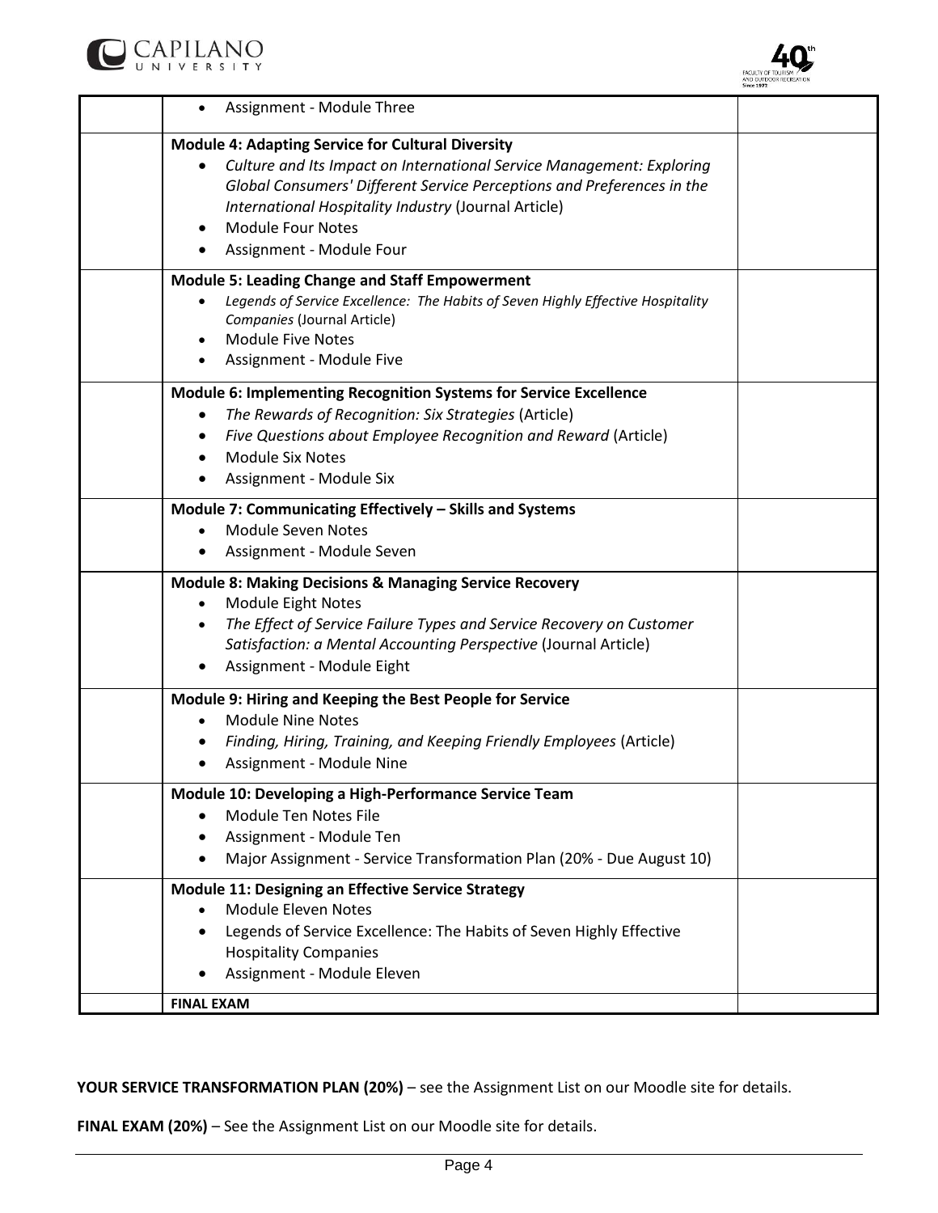| | | |
|---|---|---|
| | • Assignment - Module Three | |
| | **Module 4: Adapting Service for Cultural Diversity**<br>• *Culture and Its Impact on International Service Management: Exploring Global Consumers' Different Service Perceptions and Preferences in the International Hospitality Industry* (Journal Article)<br>• Module Four Notes<br>• Assignment - Module Four | |
| | **Module 5: Leading Change and Staff Empowerment**<br>• *Legends of Service Excellence: The Habits of Seven Highly Effective Hospitality Companies* (Journal Article)<br>• Module Five Notes<br>• Assignment - Module Five | |
| | **Module 6: Implementing Recognition Systems for Service Excellence**<br>• *The Rewards of Recognition: Six Strategies* (Article)<br>• *Five Questions about Employee Recognition and Reward* (Article)<br>• Module Six Notes<br>• Assignment - Module Six | |
| | **Module 7: Communicating Effectively – Skills and Systems**<br>• Module Seven Notes<br>• Assignment - Module Seven | |
| | **Module 8: Making Decisions & Managing Service Recovery**<br>• Module Eight Notes<br>• *The Effect of Service Failure Types and Service Recovery on Customer Satisfaction: a Mental Accounting Perspective* (Journal Article)<br>• Assignment - Module Eight | |
| | **Module 9: Hiring and Keeping the Best People for Service**<br>• Module Nine Notes<br>• *Finding, Hiring, Training, and Keeping Friendly Employees* (Article)<br>• Assignment - Module Nine | |
| | **Module 10: Developing a High-Performance Service Team**<br>• Module Ten Notes File<br>• Assignment - Module Ten<br>• Major Assignment - Service Transformation Plan (20% - Due August 10) | |
| | **Module 11: Designing an Effective Service Strategy**<br>• Module Eleven Notes<br>• Legends of Service Excellence: The Habits of Seven Highly Effective Hospitality Companies<br>• Assignment - Module Eleven | |
| | **FINAL EXAM** | |

**YOUR SERVICE TRANSFORMATION PLAN (20%)** – see the Assignment List on our Moodle site for details.

**FINAL EXAM (20%)** – See the Assignment List on our Moodle site for details.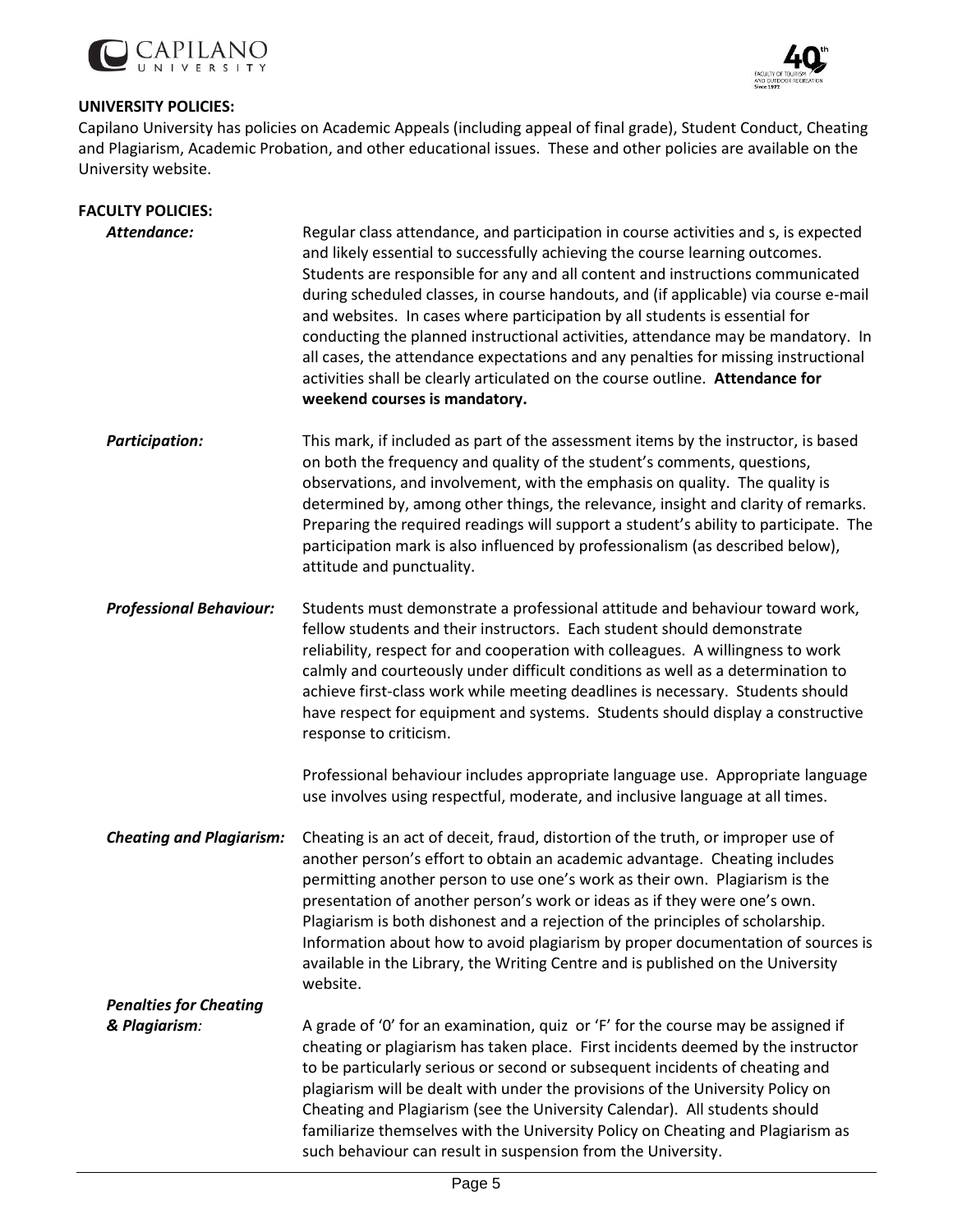**UNIVERSITY POLICIES:**

Capilano University has policies on Academic Appeals (including appeal of final grade), Student Conduct, Cheating and Plagiarism, Academic Probation, and other educational issues. These and other policies are available on the University website.

**FACULTY POLICIES:**

***Attendance:*** Regular class attendance, and participation in course activities and s, is expected and likely essential to successfully achieving the course learning outcomes. Students are responsible for any and all content and instructions communicated during scheduled classes, in course handouts, and (if applicable) via course e-mail and websites. In cases where participation by all students is essential for conducting the planned instructional activities, attendance may be mandatory. In all cases, the attendance expectations and any penalties for missing instructional activities shall be clearly articulated on the course outline. **Attendance for weekend courses is mandatory.**

***Participation:*** This mark, if included as part of the assessment items by the instructor, is based on both the frequency and quality of the student's comments, questions, observations, and involvement, with the emphasis on quality. The quality is determined by, among other things, the relevance, insight and clarity of remarks. Preparing the required readings will support a student's ability to participate. The participation mark is also influenced by professionalism (as described below), attitude and punctuality.

***Professional Behaviour:*** Students must demonstrate a professional attitude and behaviour toward work, fellow students and their instructors. Each student should demonstrate reliability, respect for and cooperation with colleagues. A willingness to work calmly and courteously under difficult conditions as well as a determination to achieve first-class work while meeting deadlines is necessary. Students should have respect for equipment and systems. Students should display a constructive response to criticism.

Professional behaviour includes appropriate language use. Appropriate language use involves using respectful, moderate, and inclusive language at all times.

***Cheating and Plagiarism:*** Cheating is an act of deceit, fraud, distortion of the truth, or improper use of another person's effort to obtain an academic advantage. Cheating includes permitting another person to use one's work as their own. Plagiarism is the presentation of another person's work or ideas as if they were one's own. Plagiarism is both dishonest and a rejection of the principles of scholarship. Information about how to avoid plagiarism by proper documentation of sources is available in the Library, the Writing Centre and is published on the University website.

***Penalties for Cheating & Plagiarism:*** A grade of '0' for an examination, quiz or 'F' for the course may be assigned if cheating or plagiarism has taken place. First incidents deemed by the instructor to be particularly serious or second or subsequent incidents of cheating and plagiarism will be dealt with under the provisions of the University Policy on Cheating and Plagiarism (see the University Calendar). All students should familiarize themselves with the University Policy on Cheating and Plagiarism as such behaviour can result in suspension from the University.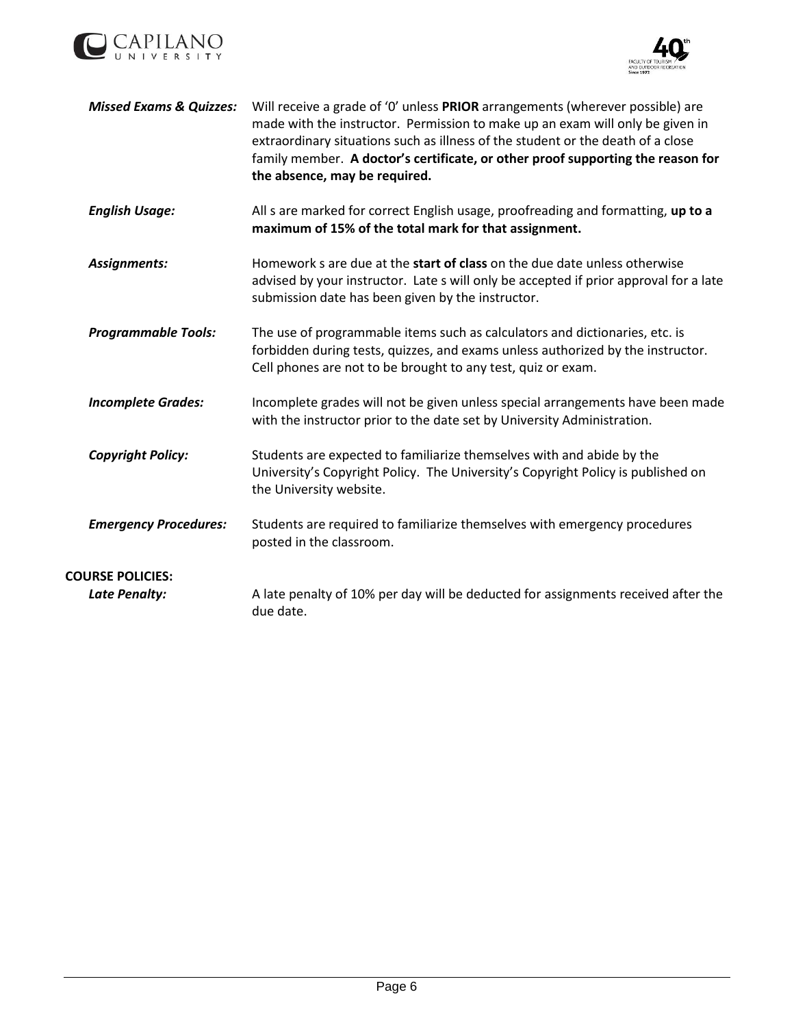***Missed Exams & Quizzes:*** Will receive a grade of '0' unless **PRIOR** arrangements (wherever possible) are made with the instructor. Permission to make up an exam will only be given in extraordinary situations such as illness of the student or the death of a close family member. **A doctor's certificate, or other proof supporting the reason for the absence, may be required.**

***English Usage:*** All s are marked for correct English usage, proofreading and formatting, **up to a maximum of 15% of the total mark for that assignment.**

***Assignments:*** Homework s are due at the **start of class** on the due date unless otherwise advised by your instructor. Late s will only be accepted if prior approval for a late submission date has been given by the instructor.

***Programmable Tools:*** The use of programmable items such as calculators and dictionaries, etc. is forbidden during tests, quizzes, and exams unless authorized by the instructor. Cell phones are not to be brought to any test, quiz or exam.

***Incomplete Grades:*** Incomplete grades will not be given unless special arrangements have been made with the instructor prior to the date set by University Administration.

***Copyright Policy:*** Students are expected to familiarize themselves with and abide by the University's Copyright Policy. The University's Copyright Policy is published on the University website.

***Emergency Procedures:*** Students are required to familiarize themselves with emergency procedures posted in the classroom.

**COURSE POLICIES:**

***Late Penalty:*** A late penalty of 10% per day will be deducted for assignments received after the due date.